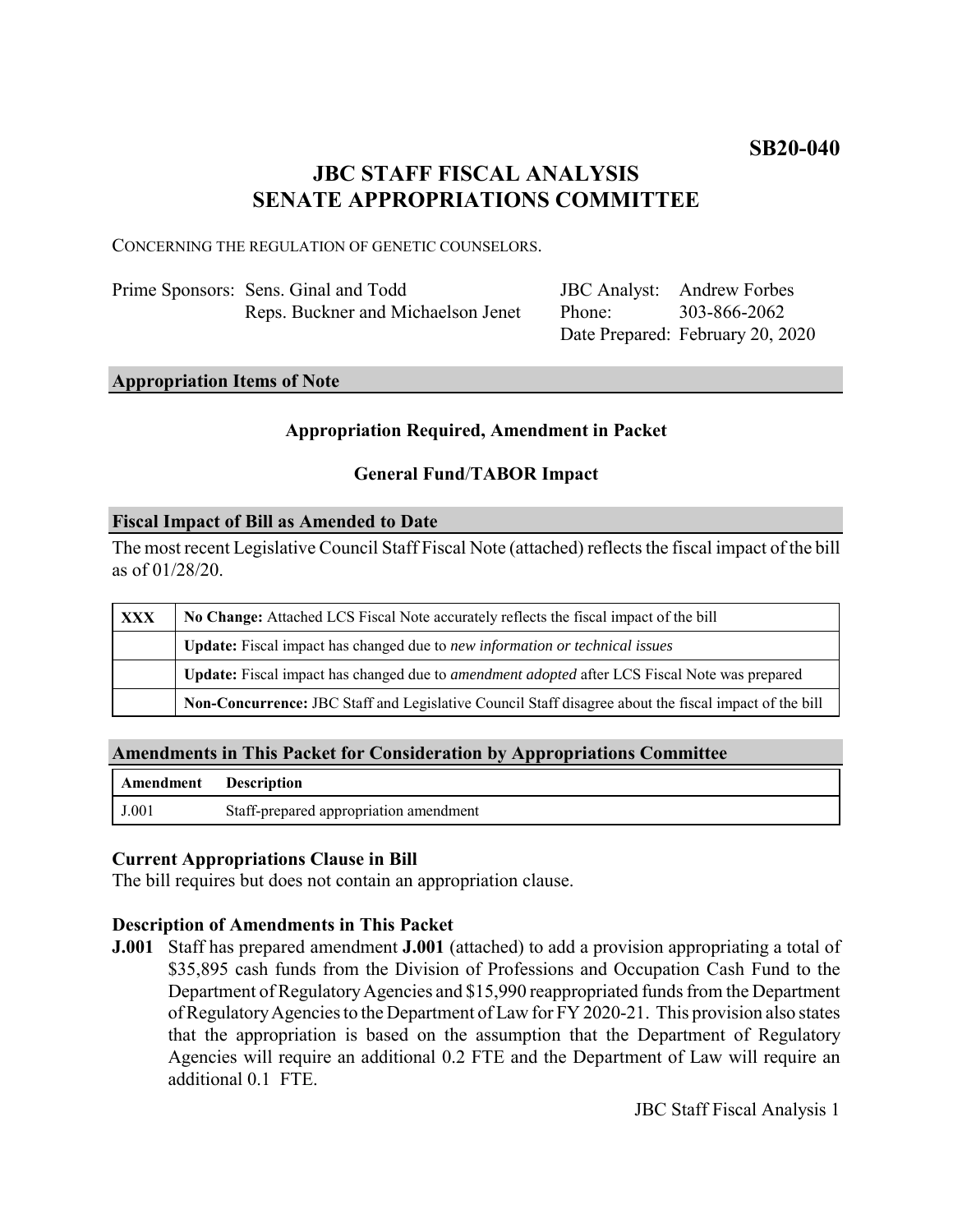**SB20-040**

# JBC STAFF FISCAL ANALYSIS
# SENATE APPROPRIATIONS COMMITTEE

CONCERNING THE REGULATION OF GENETIC COUNSELORS.

| | | | |
|---|---|---|---|
| Prime Sponsors: | Sens. Ginal and Todd<br>Reps. Buckner and Michaelson Jenet | JBC Analyst:<br>Phone:<br>Date Prepared: | Andrew Forbes<br>303-866-2062<br>February 20, 2020 |

## Appropriation Items of Note

**Appropriation Required, Amendment in Packet**

**General Fund/TABOR Impact**

## Fiscal Impact of Bill as Amended to Date

The most recent Legislative Council Staff Fiscal Note (attached) reflects the fiscal impact of the bill as of 01/28/20.

| | |
|---|---|
| **XXX** | **No Change:** Attached LCS Fiscal Note accurately reflects the fiscal impact of the bill |
| | **Update:** Fiscal impact has changed due to *new information or technical issues* |
| | **Update:** Fiscal impact has changed due to *amendment adopted* after LCS Fiscal Note was prepared |
| | **Non-Concurrence:** JBC Staff and Legislative Council Staff disagree about the fiscal impact of the bill |

## Amendments in This Packet for Consideration by Appropriations Committee

| Amendment | Description |
|---|---|
| J.001 | Staff-prepared appropriation amendment |

### Current Appropriations Clause in Bill

The bill requires but does not contain an appropriation clause.

### Description of Amendments in This Packet

**J.001** Staff has prepared amendment **J.001** (attached) to add a provision appropriating a total of \$35,895 cash funds from the Division of Professions and Occupation Cash Fund to the Department of Regulatory Agencies and \$15,990 reappropriated funds from the Department of Regulatory Agencies to the Department of Law for FY 2020-21. This provision also states that the appropriation is based on the assumption that the Department of Regulatory Agencies will require an additional 0.2 FTE and the Department of Law will require an additional 0.1 FTE.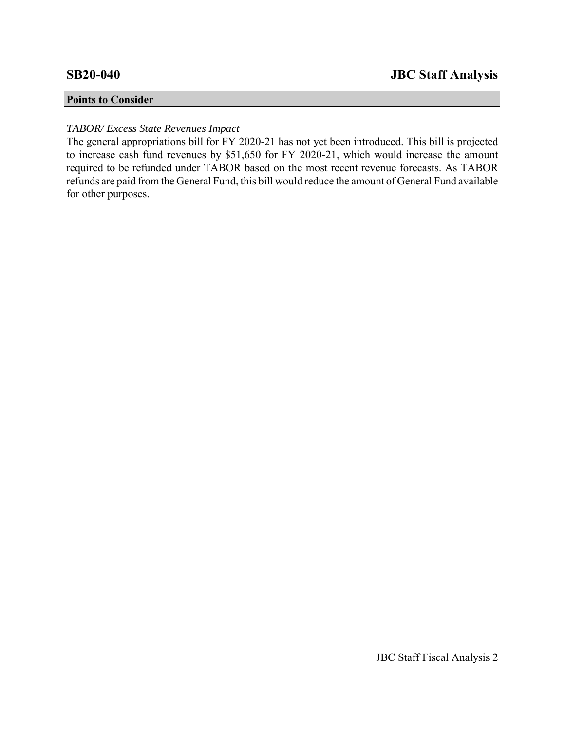## Points to Consider

*TABOR/ Excess State Revenues Impact*

The general appropriations bill for FY 2020-21 has not yet been introduced. This bill is projected to increase cash fund revenues by $51,650 for FY 2020-21, which would increase the amount required to be refunded under TABOR based on the most recent revenue forecasts. As TABOR refunds are paid from the General Fund, this bill would reduce the amount of General Fund available for other purposes.